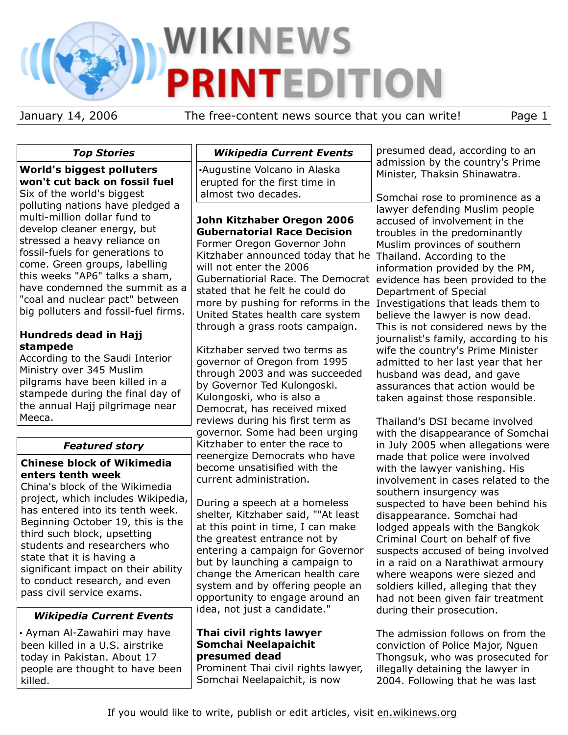# WIKINEWS PRINTEDITION

January 14, 2006 — The free-content news source that you can write!

## Top Stories

**World's biggest polluters won't cut back on fossil fuel**

Six of the world's biggest polluting nations have pledged a multi-million dollar fund to develop cleaner energy, but stressed a heavy reliance on fossil-fuels for generations to come. Green groups, labelling this weeks "AP6" talks a sham, have condemned the summit as a "coal and nuclear pact" between big polluters and fossil-fuel firms.

**Hundreds dead in Hajj stampede**

According to the Saudi Interior Ministry over 345 Muslim pilgrams have been killed in a stampede during the final day of the annual Hajj pilgrimage near Meeca.

## Featured story

**Chinese block of Wikimedia enters tenth week**

China's block of the Wikimedia project, which includes Wikipedia, has entered into its tenth week. Beginning October 19, this is the third such block, upsetting students and researchers who state that it is having a significant impact on their ability to conduct research, and even pass civil service exams.

## Wikipedia Current Events

- Ayman Al-Zawahiri may have been killed in a U.S. airstrike today in Pakistan. About 17 people are thought to have been killed.

## Wikipedia Current Events

- Augustine Volcano in Alaska erupted for the first time in almost two decades.

## John Kitzhaber Oregon 2006 Gubernatorial Race Decision

Former Oregon Governor John Kitzhaber announced today that he will not enter the 2006 Gubernatiorial Race. The Democrat stated that he felt he could do more by pushing for reforms in the United States health care system through a grass roots campaign.

Kitzhaber served two terms as governor of Oregon from 1995 through 2003 and was succeeded by Governor Ted Kulongoski. Kulongoski, who is also a Democrat, has received mixed reviews during his first term as governor. Some had been urging Kitzhaber to enter the race to reenergize Democrats who have become unsatisified with the current administration.

During a speech at a homeless shelter, Kitzhaber said, ""At least at this point in time, I can make the greatest entrance not by entering a campaign for Governor but by launching a campaign to change the American health care system and by offering people an opportunity to engage around an idea, not just a candidate."

## Thai civil rights lawyer Somchai Neelapaichit presumed dead

Prominent Thai civil rights lawyer, Somchai Neelapaichit, is now presumed dead, according to an admission by the country's Prime Minister, Thaksin Shinawatra.

Somchai rose to prominence as a lawyer defending Muslim people accused of involvement in the troubles in the predominantly Muslim provinces of southern Thailand. According to the information provided by the PM, evidence has been provided to the Department of Special Investigations that leads them to believe the lawyer is now dead. This is not considered news by the journalist's family, according to his wife the country's Prime Minister admitted to her last year that her husband was dead, and gave assurances that action would be taken against those responsible.

Thailand's DSI became involved with the disappearance of Somchai in July 2005 when allegations were made that police were involved with the lawyer vanishing. His involvement in cases related to the southern insurgency was suspected to have been behind his disappearance. Somchai had lodged appeals with the Bangkok Criminal Court on behalf of five suspects accused of being involved in a raid on a Narathiwat armoury where weapons were siezed and soldiers killed, alleging that they had not been given fair treatment during their prosecution.

The admission follows on from the conviction of Police Major, Nguen Thongsuk, who was prosecuted for illegally detaining the lawyer in 2004. Following that he was last

If you would like to write, publish or edit articles, visit en.wikinews.org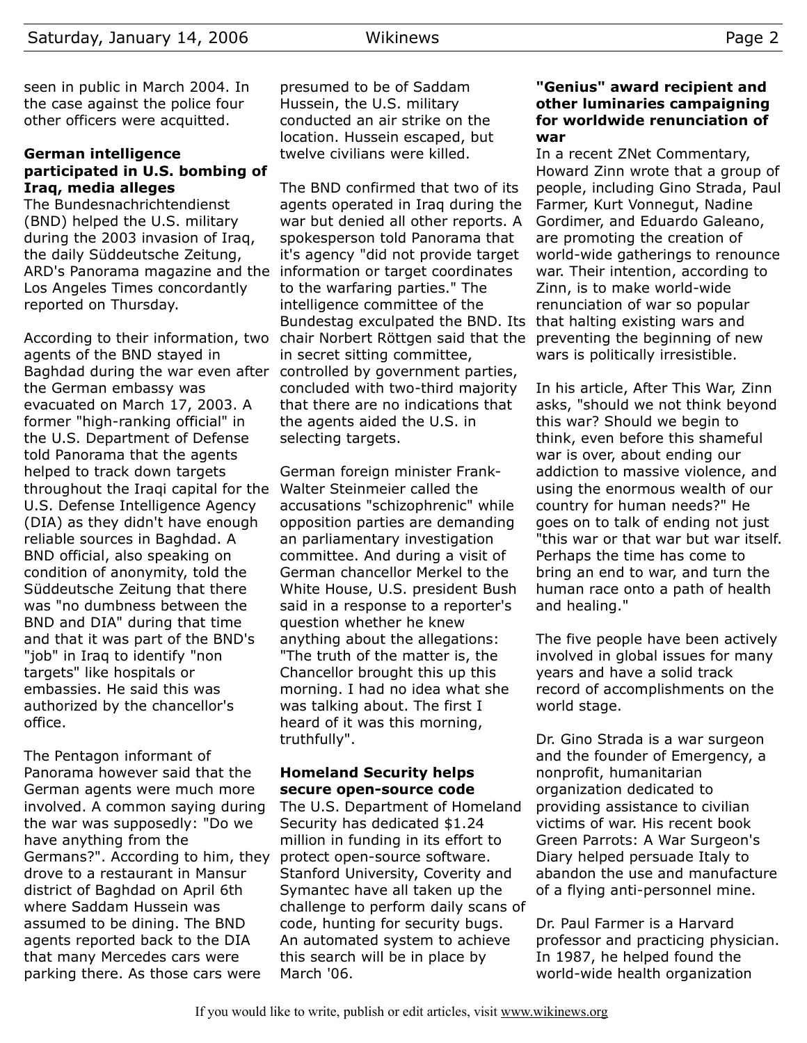seen in public in March 2004. In the case against the police four other officers were acquitted.

### German intelligence participated in U.S. bombing of Iraq, media alleges

The Bundesnachrichtendienst (BND) helped the U.S. military during the 2003 invasion of Iraq, the daily Süddeutsche Zeitung, ARD's Panorama magazine and the Los Angeles Times concordantly reported on Thursday.

According to their information, two agents of the BND stayed in Baghdad during the war even after the German embassy was evacuated on March 17, 2003. A former "high-ranking official" in the U.S. Department of Defense told Panorama that the agents helped to track down targets throughout the Iraqi capital for the U.S. Defense Intelligence Agency (DIA) as they didn't have enough reliable sources in Baghdad. A BND official, also speaking on condition of anonymity, told the Süddeutsche Zeitung that there was "no dumbness between the BND and DIA" during that time and that it was part of the BND's "job" in Iraq to identify "non targets" like hospitals or embassies. He said this was authorized by the chancellor's office.

The Pentagon informant of Panorama however said that the German agents were much more involved. A common saying during the war was supposedly: "Do we have anything from the Germans?". According to him, they drove to a restaurant in Mansur district of Baghdad on April 6th where Saddam Hussein was assumed to be dining. The BND agents reported back to the DIA that many Mercedes cars were parking there. As those cars were presumed to be of Saddam Hussein, the U.S. military conducted an air strike on the location. Hussein escaped, but twelve civilians were killed.

The BND confirmed that two of its agents operated in Iraq during the war but denied all other reports. A spokesperson told Panorama that it's agency "did not provide target information or target coordinates to the warfaring parties." The intelligence committee of the Bundestag exculpated the BND. Its chair Norbert Röttgen said that the in secret sitting committee, controlled by government parties, concluded with two-third majority that there are no indications that the agents aided the U.S. in selecting targets.

German foreign minister Frank-Walter Steinmeier called the accusations "schizophrenic" while opposition parties are demanding an parliamentary investigation committee. And during a visit of German chancellor Merkel to the White House, U.S. president Bush said in a response to a reporter's question whether he knew anything about the allegations: "The truth of the matter is, the Chancellor brought this up this morning. I had no idea what she was talking about. The first I heard of it was this morning, truthfully".

### Homeland Security helps secure open-source code

The U.S. Department of Homeland Security has dedicated $1.24 million in funding in its effort to protect open-source software. Stanford University, Coverity and Symantec have all taken up the challenge to perform daily scans of code, hunting for security bugs. An automated system to achieve this search will be in place by March '06.

### "Genius" award recipient and other luminaries campaigning for worldwide renunciation of war

In a recent ZNet Commentary, Howard Zinn wrote that a group of people, including Gino Strada, Paul Farmer, Kurt Vonnegut, Nadine Gordimer, and Eduardo Galeano, are promoting the creation of world-wide gatherings to renounce war. Their intention, according to Zinn, is to make world-wide renunciation of war so popular that halting existing wars and preventing the beginning of new wars is politically irresistible.

In his article, After This War, Zinn asks, "should we not think beyond this war? Should we begin to think, even before this shameful war is over, about ending our addiction to massive violence, and using the enormous wealth of our country for human needs?" He goes on to talk of ending not just "this war or that war but war itself. Perhaps the time has come to bring an end to war, and turn the human race onto a path of health and healing."

The five people have been actively involved in global issues for many years and have a solid track record of accomplishments on the world stage.

Dr. Gino Strada is a war surgeon and the founder of Emergency, a nonprofit, humanitarian organization dedicated to providing assistance to civilian victims of war. His recent book Green Parrots: A War Surgeon's Diary helped persuade Italy to abandon the use and manufacture of a flying anti-personnel mine.

Dr. Paul Farmer is a Harvard professor and practicing physician. In 1987, he helped found the world-wide health organization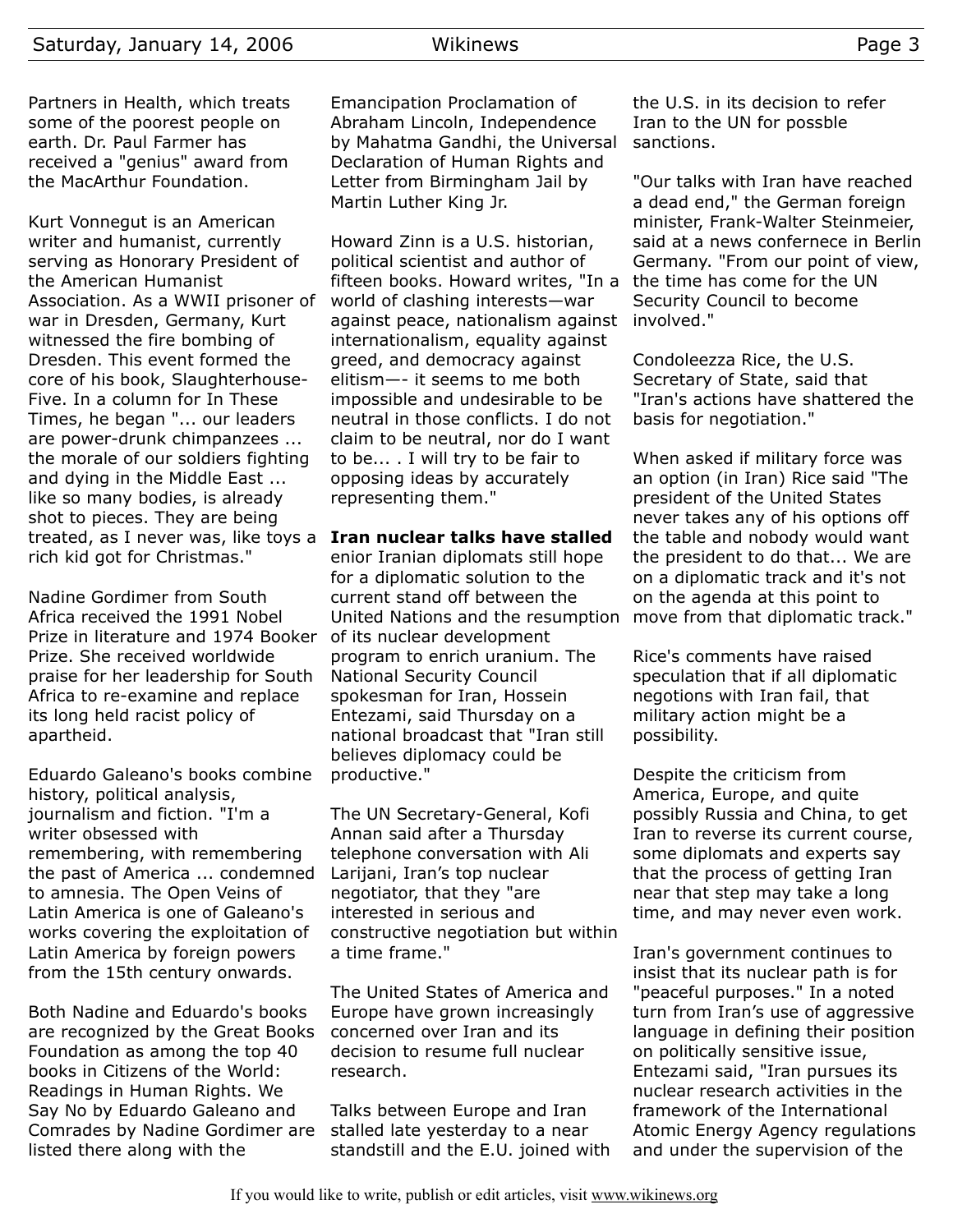Partners in Health, which treats some of the poorest people on earth. Dr. Paul Farmer has received a "genius" award from the MacArthur Foundation.

Kurt Vonnegut is an American writer and humanist, currently serving as Honorary President of the American Humanist Association. As a WWII prisoner of war in Dresden, Germany, Kurt witnessed the fire bombing of Dresden. This event formed the core of his book, Slaughterhouse-Five. In a column for In These Times, he began "... our leaders are power-drunk chimpanzees ... the morale of our soldiers fighting and dying in the Middle East ... like so many bodies, is already shot to pieces. They are being treated, as I never was, like toys a rich kid got for Christmas."

Nadine Gordimer from South Africa received the 1991 Nobel Prize in literature and 1974 Booker Prize. She received worldwide praise for her leadership for South Africa to re-examine and replace its long held racist policy of apartheid.

Eduardo Galeano's books combine history, political analysis, journalism and fiction. "I'm a writer obsessed with remembering, with remembering the past of America ... condemned to amnesia. The Open Veins of Latin America is one of Galeano's works covering the exploitation of Latin America by foreign powers from the 15th century onwards.

Both Nadine and Eduardo's books are recognized by the Great Books Foundation as among the top 40 books in Citizens of the World: Readings in Human Rights. We Say No by Eduardo Galeano and Comrades by Nadine Gordimer are listed there along with the Emancipation Proclamation of Abraham Lincoln, Independence by Mahatma Gandhi, the Universal Declaration of Human Rights and Letter from Birmingham Jail by Martin Luther King Jr.

Howard Zinn is a U.S. historian, political scientist and author of fifteen books. Howard writes, "In a world of clashing interests—war against peace, nationalism against internationalism, equality against greed, and democracy against elitism—- it seems to me both impossible and undesirable to be neutral in those conflicts. I do not claim to be neutral, nor do I want to be... . I will try to be fair to opposing ideas by accurately representing them."

**Iran nuclear talks have stalled**

enior Iranian diplomats still hope for a diplomatic solution to the current stand off between the United Nations and the resumption of its nuclear development program to enrich uranium. The National Security Council spokesman for Iran, Hossein Entezami, said Thursday on a national broadcast that "Iran still believes diplomacy could be productive."

The UN Secretary-General, Kofi Annan said after a Thursday telephone conversation with Ali Larijani, Iran's top nuclear negotiator, that they "are interested in serious and constructive negotiation but within a time frame."

The United States of America and Europe have grown increasingly concerned over Iran and its decision to resume full nuclear research.

Talks between Europe and Iran stalled late yesterday to a near standstill and the E.U. joined with the U.S. in its decision to refer Iran to the UN for possble sanctions.

"Our talks with Iran have reached a dead end," the German foreign minister, Frank-Walter Steinmeier, said at a news confernece in Berlin Germany. "From our point of view, the time has come for the UN Security Council to become involved."

Condoleezza Rice, the U.S. Secretary of State, said that "Iran's actions have shattered the basis for negotiation."

When asked if military force was an option (in Iran) Rice said "The president of the United States never takes any of his options off the table and nobody would want the president to do that... We are on a diplomatic track and it's not on the agenda at this point to move from that diplomatic track."

Rice's comments have raised speculation that if all diplomatic negotions with Iran fail, that military action might be a possibility.

Despite the criticism from America, Europe, and quite possibly Russia and China, to get Iran to reverse its current course, some diplomats and experts say that the process of getting Iran near that step may take a long time, and may never even work.

Iran's government continues to insist that its nuclear path is for "peaceful purposes." In a noted turn from Iran's use of aggressive language in defining their position on politically sensitive issue, Entezami said, "Iran pursues its nuclear research activities in the framework of the International Atomic Energy Agency regulations and under the supervision of the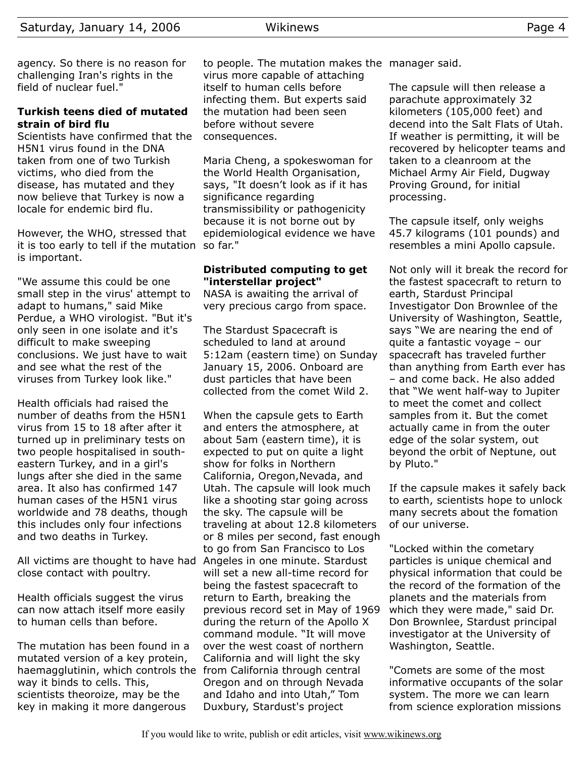agency. So there is no reason for challenging Iran's rights in the field of nuclear fuel."

**Turkish teens died of mutated strain of bird flu**

Scientists have confirmed that the H5N1 virus found in the DNA taken from one of two Turkish victims, who died from the disease, has mutated and they now believe that Turkey is now a locale for endemic bird flu.

However, the WHO, stressed that it is too early to tell if the mutation is important.

"We assume this could be one small step in the virus' attempt to adapt to humans," said Mike Perdue, a WHO virologist. "But it's only seen in one isolate and it's difficult to make sweeping conclusions. We just have to wait and see what the rest of the viruses from Turkey look like."

Health officials had raised the number of deaths from the H5N1 virus from 15 to 18 after after it turned up in preliminary tests on two people hospitalised in south-eastern Turkey, and in a girl's lungs after she died in the same area. It also has confirmed 147 human cases of the H5N1 virus worldwide and 78 deaths, though this includes only four infections and two deaths in Turkey.

All victims are thought to have had close contact with poultry.

Health officials suggest the virus can now attach itself more easily to human cells than before.

The mutation has been found in a mutated version of a key protein, haemagglutinin, which controls the way it binds to cells. This, scientists theoroize, may be the key in making it more dangerous to people. The mutation makes the virus more capable of attaching itself to human cells before infecting them. But experts said the mutation had been seen before without severe consequences.

Maria Cheng, a spokeswoman for the World Health Organisation, says, "It doesn't look as if it has significance regarding transmissibility or pathogenicity because it is not borne out by epidemiological evidence we have so far."

**Distributed computing to get "interstellar project"**

NASA is awaiting the arrival of very precious cargo from space.

The Stardust Spacecraft is scheduled to land at around 5:12am (eastern time) on Sunday January 15, 2006. Onboard are dust particles that have been collected from the comet Wild 2.

When the capsule gets to Earth and enters the atmosphere, at about 5am (eastern time), it is expected to put on quite a light show for folks in Northern California, Oregon,Nevada, and Utah. The capsule will look much like a shooting star going across the sky. The capsule will be traveling at about 12.8 kilometers or 8 miles per second, fast enough to go from San Francisco to Los Angeles in one minute. Stardust will set a new all-time record for being the fastest spacecraft to return to Earth, breaking the previous record set in May of 1969 during the return of the Apollo X command module. "It will move over the west coast of northern California and will light the sky from California through central Oregon and on through Nevada and Idaho and into Utah," Tom Duxbury, Stardust's project manager said.

The capsule will then release a parachute approximately 32 kilometers (105,000 feet) and decend into the Salt Flats of Utah. If weather is permitting, it will be recovered by helicopter teams and taken to a cleanroom at the Michael Army Air Field, Dugway Proving Ground, for initial processing.

The capsule itself, only weighs 45.7 kilograms (101 pounds) and resembles a mini Apollo capsule.

Not only will it break the record for the fastest spacecraft to return to earth, Stardust Principal Investigator Don Brownlee of the University of Washington, Seattle, says "We are nearing the end of quite a fantastic voyage – our spacecraft has traveled further than anything from Earth ever has – and come back. He also added that "We went half-way to Jupiter to meet the comet and collect samples from it. But the comet actually came in from the outer edge of the solar system, out beyond the orbit of Neptune, out by Pluto."

If the capsule makes it safely back to earth, scientists hope to unlock many secrets about the fomation of our universe.

"Locked within the cometary particles is unique chemical and physical information that could be the record of the formation of the planets and the materials from which they were made," said Dr. Don Brownlee, Stardust principal investigator at the University of Washington, Seattle.

"Comets are some of the most informative occupants of the solar system. The more we can learn from science exploration missions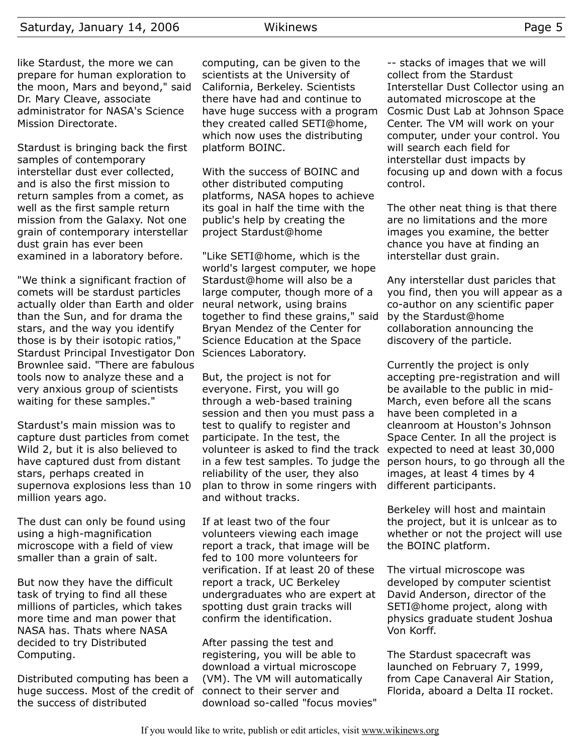like Stardust, the more we can prepare for human exploration to the moon, Mars and beyond," said Dr. Mary Cleave, associate administrator for NASA's Science Mission Directorate.

Stardust is bringing back the first samples of contemporary interstellar dust ever collected, and is also the first mission to return samples from a comet, as well as the first sample return mission from the Galaxy. Not one grain of contemporary interstellar dust grain has ever been examined in a laboratory before.

"We think a significant fraction of comets will be stardust particles actually older than Earth and older than the Sun, and for drama the stars, and the way you identify those is by their isotopic ratios," Stardust Principal Investigator Don Brownlee said. "There are fabulous tools now to analyze these and a very anxious group of scientists waiting for these samples."

Stardust's main mission was to capture dust particles from comet Wild 2, but it is also believed to have captured dust from distant stars, perhaps created in supernova explosions less than 10 million years ago.

The dust can only be found using using a high-magnification microscope with a field of view smaller than a grain of salt.

But now they have the difficult task of trying to find all these millions of particles, which takes more time and man power that NASA has. Thats where NASA decided to try Distributed Computing.

Distributed computing has been a huge success. Most of the credit of the success of distributed computing, can be given to the scientists at the University of California, Berkeley. Scientists there have had and continue to have huge success with a program they created called SETI@home, which now uses the distributing platform BOINC.

With the success of BOINC and other distributed computing platforms, NASA hopes to achieve its goal in half the time with the public's help by creating the project Stardust@home

"Like SETI@home, which is the world's largest computer, we hope Stardust@home will also be a large computer, though more of a neural network, using brains together to find these grains," said Bryan Mendez of the Center for Science Education at the Space Sciences Laboratory.

But, the project is not for everyone. First, you will go through a web-based training session and then you must pass a test to qualify to register and participate. In the test, the volunteer is asked to find the track in a few test samples. To judge the reliability of the user, they also plan to throw in some ringers with and without tracks.

If at least two of the four volunteers viewing each image report a track, that image will be fed to 100 more volunteers for verification. If at least 20 of these report a track, UC Berkeley undergraduates who are expert at spotting dust grain tracks will confirm the identification.

After passing the test and registering, you will be able to download a virtual microscope (VM). The VM will automatically connect to their server and download so-called "focus movies" -- stacks of images that we will collect from the Stardust Interstellar Dust Collector using an automated microscope at the Cosmic Dust Lab at Johnson Space Center. The VM will work on your computer, under your control. You will search each field for interstellar dust impacts by focusing up and down with a focus control.

The other neat thing is that there are no limitations and the more images you examine, the better chance you have at finding an interstellar dust grain.

Any interstellar dust paricles that you find, then you will appear as a co-author on any scientific paper by the Stardust@home collaboration announcing the discovery of the particle.

Currently the project is only accepting pre-registration and will be available to the public in mid-March, even before all the scans have been completed in a cleanroom at Houston's Johnson Space Center. In all the project is expected to need at least 30,000 person hours, to go through all the images, at least 4 times by 4 different participants.

Berkeley will host and maintain the project, but it is unlcear as to whether or not the project will use the BOINC platform.

The virtual microscope was developed by computer scientist David Anderson, director of the SETI@home project, along with physics graduate student Joshua Von Korff.

The Stardust spacecraft was launched on February 7, 1999, from Cape Canaveral Air Station, Florida, aboard a Delta II rocket.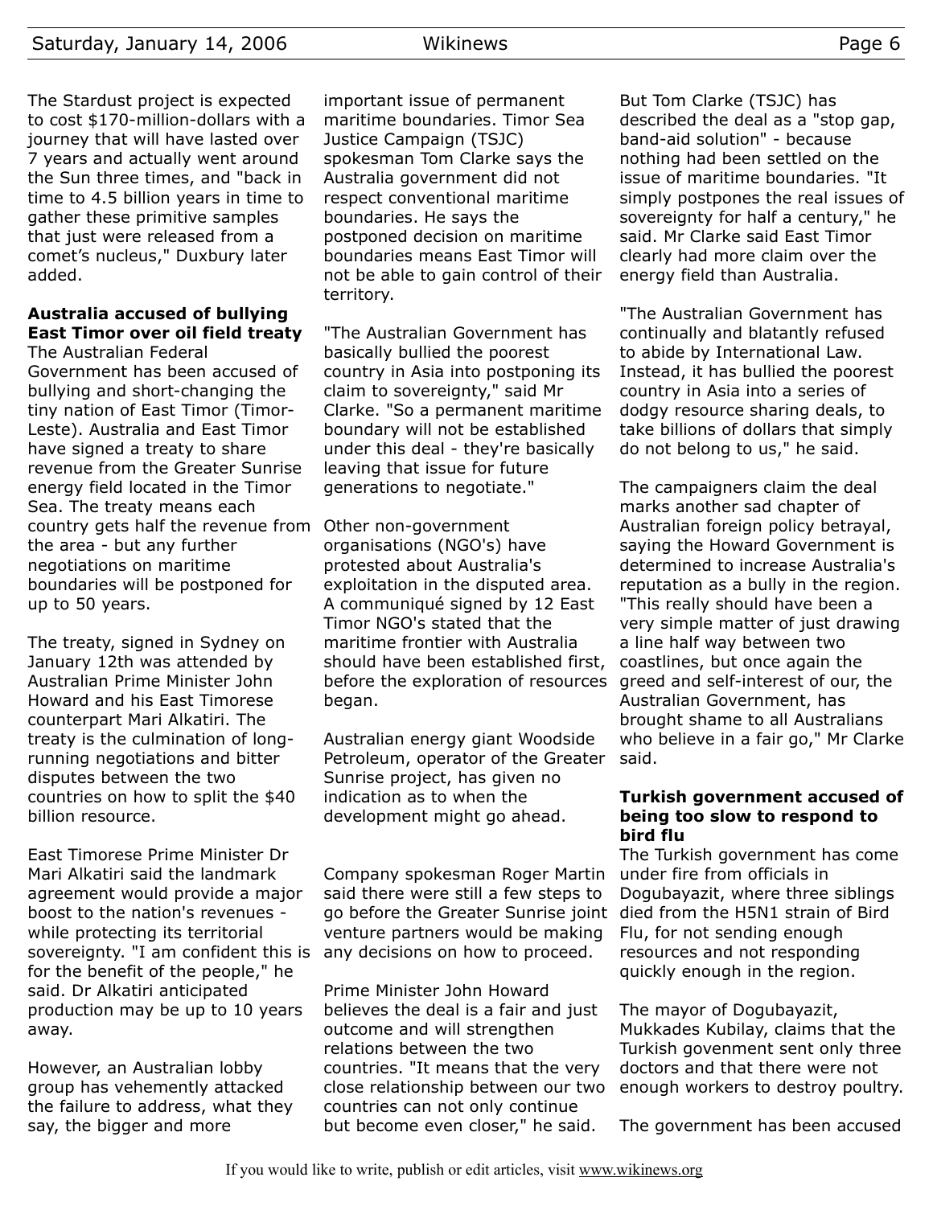The Stardust project is expected to cost $170-million-dollars with a journey that will have lasted over 7 years and actually went around the Sun three times, and "back in time to 4.5 billion years in time to gather these primitive samples that just were released from a comet's nucleus," Duxbury later added.

## Australia accused of bullying East Timor over oil field treaty

The Australian Federal Government has been accused of bullying and short-changing the tiny nation of East Timor (Timor-Leste). Australia and East Timor have signed a treaty to share revenue from the Greater Sunrise energy field located in the Timor Sea. The treaty means each country gets half the revenue from the area - but any further negotiations on maritime boundaries will be postponed for up to 50 years.

The treaty, signed in Sydney on January 12th was attended by Australian Prime Minister John Howard and his East Timorese counterpart Mari Alkatiri. The treaty is the culmination of long-running negotiations and bitter disputes between the two countries on how to split the $40 billion resource.

East Timorese Prime Minister Dr Mari Alkatiri said the landmark agreement would provide a major boost to the nation's revenues - while protecting its territorial sovereignty. "I am confident this is for the benefit of the people," he said. Dr Alkatiri anticipated production may be up to 10 years away.

However, an Australian lobby group has vehemently attacked the failure to address, what they say, the bigger and more important issue of permanent maritime boundaries. Timor Sea Justice Campaign (TSJC) spokesman Tom Clarke says the Australia government did not respect conventional maritime boundaries. He says the postponed decision on maritime boundaries means East Timor will not be able to gain control of their territory.

"The Australian Government has basically bullied the poorest country in Asia into postponing its claim to sovereignty," said Mr Clarke. "So a permanent maritime boundary will not be established under this deal - they're basically leaving that issue for future generations to negotiate."

Other non-government organisations (NGO's) have protested about Australia's exploitation in the disputed area. A communiqué signed by 12 East Timor NGO's stated that the maritime frontier with Australia should have been established first, before the exploration of resources began.

Australian energy giant Woodside Petroleum, operator of the Greater Sunrise project, has given no indication as to when the development might go ahead.

Company spokesman Roger Martin said there were still a few steps to go before the Greater Sunrise joint venture partners would be making any decisions on how to proceed.

Prime Minister John Howard believes the deal is a fair and just outcome and will strengthen relations between the two countries. "It means that the very close relationship between our two countries can not only continue but become even closer," he said.

But Tom Clarke (TSJC) has described the deal as a "stop gap, band-aid solution" - because nothing had been settled on the issue of maritime boundaries. "It simply postpones the real issues of sovereignty for half a century," he said. Mr Clarke said East Timor clearly had more claim over the energy field than Australia.

"The Australian Government has continually and blatantly refused to abide by International Law. Instead, it has bullied the poorest country in Asia into a series of dodgy resource sharing deals, to take billions of dollars that simply do not belong to us," he said.

The campaigners claim the deal marks another sad chapter of Australian foreign policy betrayal, saying the Howard Government is determined to increase Australia's reputation as a bully in the region. "This really should have been a very simple matter of just drawing a line half way between two coastlines, but once again the greed and self-interest of our, the Australian Government, has brought shame to all Australians who believe in a fair go," Mr Clarke said.

## Turkish government accused of being too slow to respond to bird flu

The Turkish government has come under fire from officials in Dogubayazit, where three siblings died from the H5N1 strain of Bird Flu, for not sending enough resources and not responding quickly enough in the region.

The mayor of Dogubayazit, Mukkades Kubilay, claims that the Turkish govenment sent only three doctors and that there were not enough workers to destroy poultry.

The government has been accused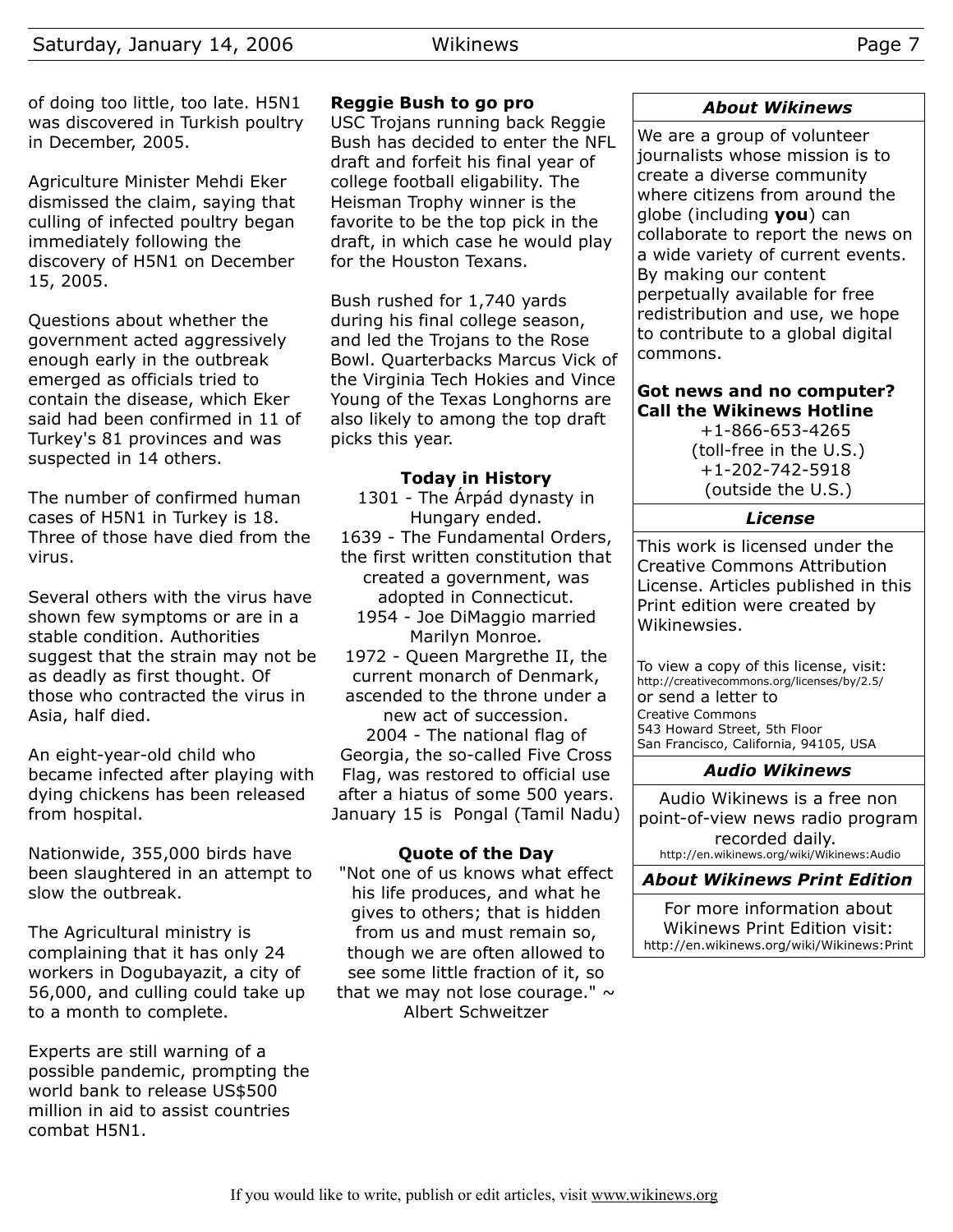of doing too little, too late. H5N1 was discovered in Turkish poultry in December, 2005.

Agriculture Minister Mehdi Eker dismissed the claim, saying that culling of infected poultry began immediately following the discovery of H5N1 on December 15, 2005.

Questions about whether the government acted aggressively enough early in the outbreak emerged as officials tried to contain the disease, which Eker said had been confirmed in 11 of Turkey's 81 provinces and was suspected in 14 others.

The number of confirmed human cases of H5N1 in Turkey is 18. Three of those have died from the virus.

Several others with the virus have shown few symptoms or are in a stable condition. Authorities suggest that the strain may not be as deadly as first thought. Of those who contracted the virus in Asia, half died.

An eight-year-old child who became infected after playing with dying chickens has been released from hospital.

Nationwide, 355,000 birds have been slaughtered in an attempt to slow the outbreak.

The Agricultural ministry is complaining that it has only 24 workers in Dogubayazit, a city of 56,000, and culling could take up to a month to complete.

Experts are still warning of a possible pandemic, prompting the world bank to release US$500 million in aid to assist countries combat H5N1.

**Reggie Bush to go pro**

USC Trojans running back Reggie Bush has decided to enter the NFL draft and forfeit his final year of college football eligability. The Heisman Trophy winner is the favorite to be the top pick in the draft, in which case he would play for the Houston Texans.

Bush rushed for 1,740 yards during his final college season, and led the Trojans to the Rose Bowl. Quarterbacks Marcus Vick of the Virginia Tech Hokies and Vince Young of the Texas Longhorns are also likely to among the top draft picks this year.

**Today in History**

1301 - The Árpád dynasty in Hungary ended.
1639 - The Fundamental Orders, the first written constitution that created a government, was adopted in Connecticut.
1954 - Joe DiMaggio married Marilyn Monroe.
1972 - Queen Margrethe II, the current monarch of Denmark, ascended to the throne under a new act of succession.
2004 - The national flag of Georgia, the so-called Five Cross Flag, was restored to official use after a hiatus of some 500 years.
January 15 is Pongal (Tamil Nadu)

**Quote of the Day**

"Not one of us knows what effect his life produces, and what he gives to others; that is hidden from us and must remain so, though we are often allowed to see some little fraction of it, so that we may not lose courage." ~ Albert Schweitzer

***About Wikinews***

We are a group of volunteer journalists whose mission is to create a diverse community where citizens from around the globe (including **you**) can collaborate to report the news on a wide variety of current events. By making our content perpetually available for free redistribution and use, we hope to contribute to a global digital commons.

**Got news and no computer? Call the Wikinews Hotline**

+1-866-653-4265
(toll-free in the U.S.)
+1-202-742-5918
(outside the U.S.)

***License***

This work is licensed under the Creative Commons Attribution License. Articles published in this Print edition were created by Wikinewsies.

To view a copy of this license, visit: http://creativecommons.org/licenses/by/2.5/
or send a letter to
Creative Commons
543 Howard Street, 5th Floor
San Francisco, California, 94105, USA

***Audio Wikinews***

Audio Wikinews is a free non point-of-view news radio program recorded daily.
http://en.wikinews.org/wiki/Wikinews:Audio

***About Wikinews Print Edition***

For more information about Wikinews Print Edition visit:
http://en.wikinews.org/wiki/Wikinews:Print

If you would like to write, publish or edit articles, visit www.wikinews.org